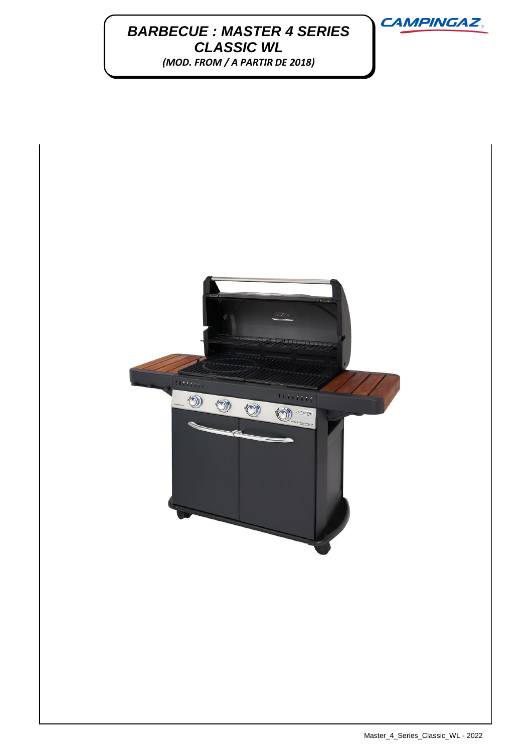# BARBECUE : MASTER 4 SERIES CLASSIC WL

*(MOD. FROM / A PARTIR DE 2018)*

CAMPINGAZ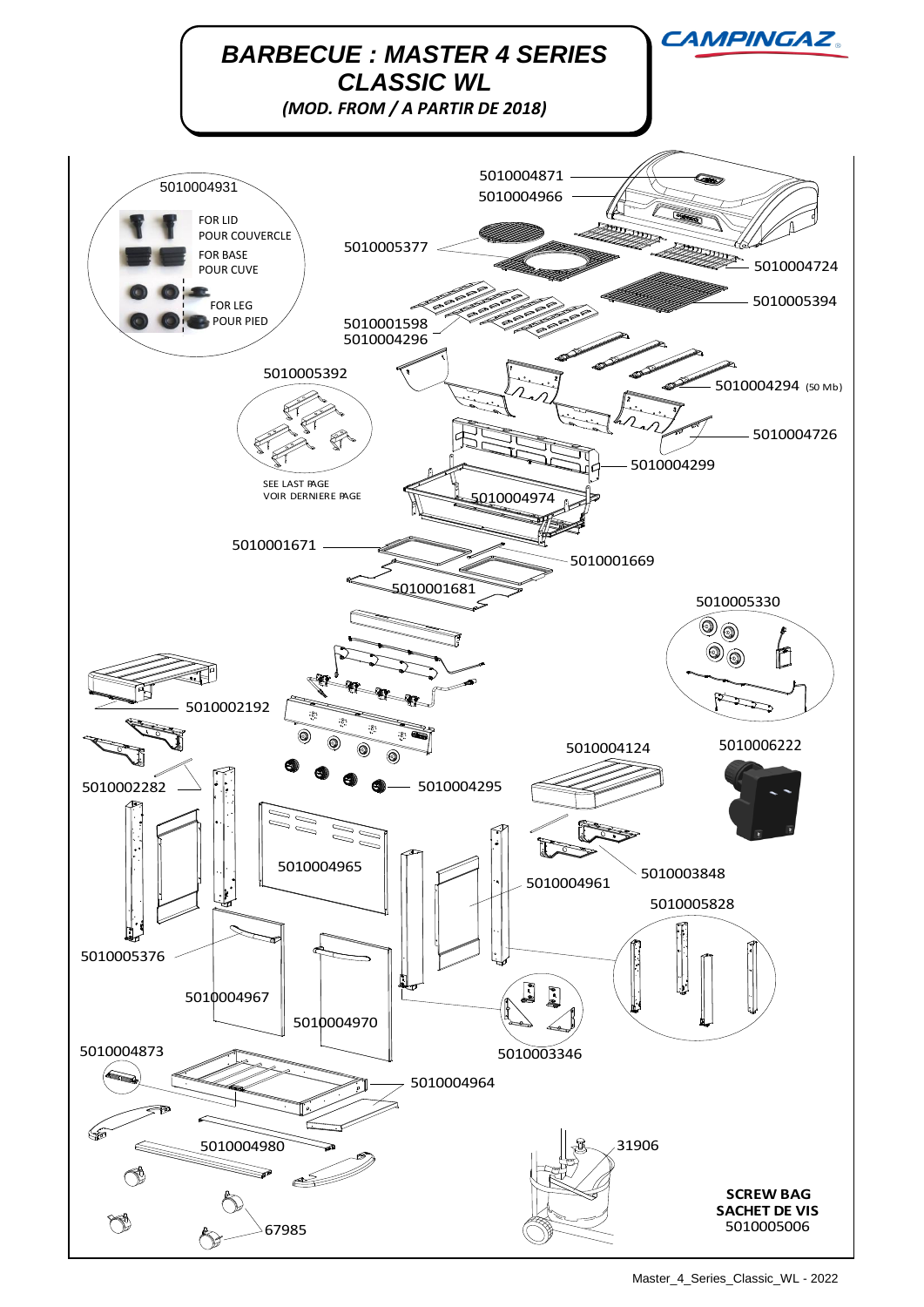# BARBECUE : MASTER 4 SERIES CLASSIC WL

*(MOD. FROM / A PARTIR DE 2018)*

CAMPINGAZ

5010004931
FOR LID
POUR COUVERCLE
FOR BASE
POUR CUVE
FOR LEG
POUR PIED

5010004871
5010004966
5010005377
5010004724
5010005394
5010001598
5010004296
5010005392
5010004294 (50 Mb)
5010004726
5010004299
SEE LAST PAGE
VOIR DERNIERE PAGE
5010004974
5010001671
5010001669
5010001681
5010005330
5010002192
5010004124
5010006222
5010002282
5010004295
5010004965
5010003848
5010004961
5010005828
5010005376
5010004967
5010004970
5010004873
5010003346
5010004964
5010004980
31906
67985

**SCREW BAG**
**SACHET DE VIS**
5010005006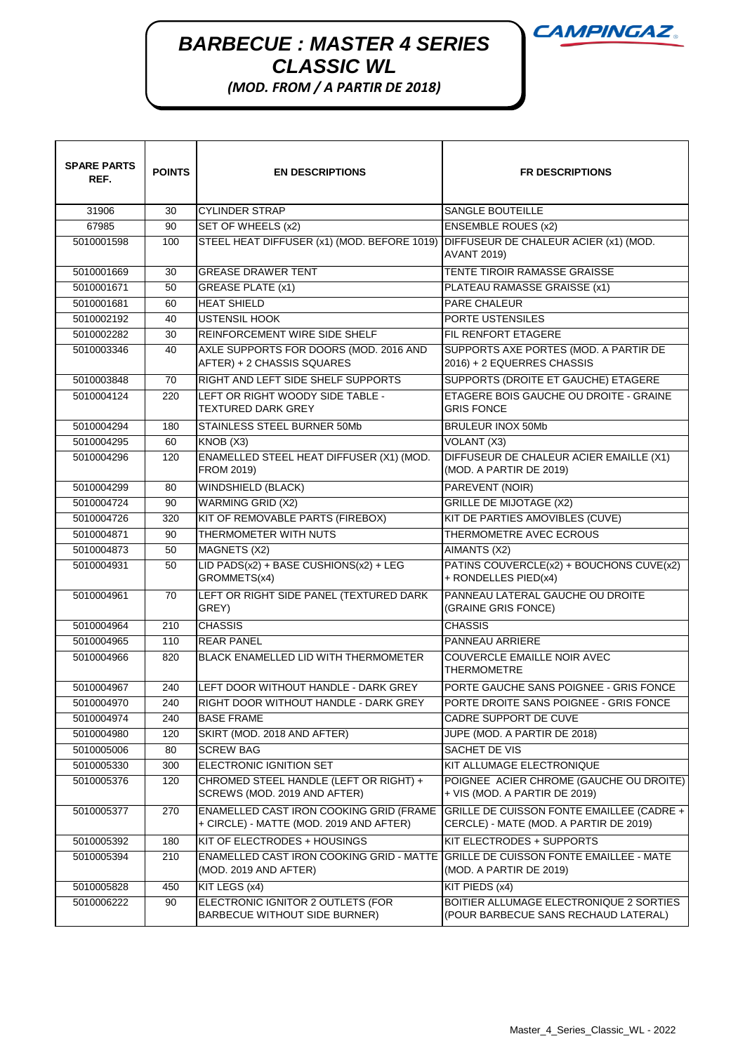# BARBECUE : MASTER 4 SERIES CLASSIC WL

*(MOD. FROM / A PARTIR DE 2018)*

CAMPINGAZ

| SPARE PARTS REF. | POINTS | EN DESCRIPTIONS | FR DESCRIPTIONS |
|---|---|---|---|
| 31906 | 30 | CYLINDER STRAP | SANGLE BOUTEILLE |
| 67985 | 90 | SET OF WHEELS (x2) | ENSEMBLE ROUES (x2) |
| 5010001598 | 100 | STEEL HEAT DIFFUSER (x1) (MOD. BEFORE 1019) | DIFFUSEUR DE CHALEUR ACIER (x1) (MOD. AVANT 2019) |
| 5010001669 | 30 | GREASE DRAWER TENT | TENTE TIROIR RAMASSE GRAISSE |
| 5010001671 | 50 | GREASE PLATE (x1) | PLATEAU RAMASSE GRAISSE (x1) |
| 5010001681 | 60 | HEAT SHIELD | PARE CHALEUR |
| 5010002192 | 40 | USTENSIL HOOK | PORTE USTENSILES |
| 5010002282 | 30 | REINFORCEMENT WIRE SIDE SHELF | FIL RENFORT ETAGERE |
| 5010003346 | 40 | AXLE SUPPORTS FOR DOORS (MOD. 2016 AND AFTER) + 2 CHASSIS SQUARES | SUPPORTS AXE PORTES (MOD. A PARTIR DE 2016) + 2 EQUERRES CHASSIS |
| 5010003848 | 70 | RIGHT AND LEFT SIDE SHELF SUPPORTS | SUPPORTS (DROITE ET GAUCHE) ETAGERE |
| 5010004124 | 220 | LEFT OR RIGHT WOODY SIDE TABLE - TEXTURED DARK GREY | ETAGERE BOIS GAUCHE OU DROITE - GRAINE GRIS FONCE |
| 5010004294 | 180 | STAINLESS STEEL BURNER 50Mb | BRULEUR INOX 50Mb |
| 5010004295 | 60 | KNOB (X3) | VOLANT (X3) |
| 5010004296 | 120 | ENAMELLED STEEL HEAT DIFFUSER (X1) (MOD. FROM 2019) | DIFFUSEUR DE CHALEUR ACIER EMAILLE (X1) (MOD. A PARTIR DE 2019) |
| 5010004299 | 80 | WINDSHIELD (BLACK) | PAREVENT (NOIR) |
| 5010004724 | 90 | WARMING GRID (X2) | GRILLE DE MIJOTAGE (X2) |
| 5010004726 | 320 | KIT OF REMOVABLE PARTS (FIREBOX) | KIT DE PARTIES AMOVIBLES (CUVE) |
| 5010004871 | 90 | THERMOMETER WITH NUTS | THERMOMETRE AVEC ECROUS |
| 5010004873 | 50 | MAGNETS (X2) | AIMANTS (X2) |
| 5010004931 | 50 | LID PADS(x2) + BASE CUSHIONS(x2) + LEG GROMMETS(x4) | PATINS COUVERCLE(x2) + BOUCHONS CUVE(x2) + RONDELLES PIED(x4) |
| 5010004961 | 70 | LEFT OR RIGHT SIDE PANEL (TEXTURED DARK GREY) | PANNEAU LATERAL GAUCHE OU DROITE (GRAINE GRIS FONCE) |
| 5010004964 | 210 | CHASSIS | CHASSIS |
| 5010004965 | 110 | REAR PANEL | PANNEAU ARRIERE |
| 5010004966 | 820 | BLACK ENAMELLED LID WITH THERMOMETER | COUVERCLE EMAILLE NOIR AVEC THERMOMETRE |
| 5010004967 | 240 | LEFT DOOR WITHOUT HANDLE - DARK GREY | PORTE GAUCHE SANS POIGNEE - GRIS FONCE |
| 5010004970 | 240 | RIGHT DOOR WITHOUT HANDLE - DARK GREY | PORTE DROITE SANS POIGNEE - GRIS FONCE |
| 5010004974 | 240 | BASE FRAME | CADRE SUPPORT DE CUVE |
| 5010004980 | 120 | SKIRT (MOD. 2018 AND AFTER) | JUPE (MOD. A PARTIR DE 2018) |
| 5010005006 | 80 | SCREW BAG | SACHET DE VIS |
| 5010005330 | 300 | ELECTRONIC IGNITION SET | KIT ALLUMAGE ELECTRONIQUE |
| 5010005376 | 120 | CHROMED STEEL HANDLE (LEFT OR RIGHT) + SCREWS (MOD. 2019 AND AFTER) | POIGNEE ACIER CHROME (GAUCHE OU DROITE) + VIS (MOD. A PARTIR DE 2019) |
| 5010005377 | 270 | ENAMELLED CAST IRON COOKING GRID (FRAME + CIRCLE) - MATTE (MOD. 2019 AND AFTER) | GRILLE DE CUISSON FONTE EMAILLEE (CADRE + CERCLE) - MATE (MOD. A PARTIR DE 2019) |
| 5010005392 | 180 | KIT OF ELECTRODES + HOUSINGS | KIT ELECTRODES + SUPPORTS |
| 5010005394 | 210 | ENAMELLED CAST IRON COOKING GRID - MATTE (MOD. 2019 AND AFTER) | GRILLE DE CUISSON FONTE EMAILLEE - MATE (MOD. A PARTIR DE 2019) |
| 5010005828 | 450 | KIT LEGS (x4) | KIT PIEDS (x4) |
| 5010006222 | 90 | ELECTRONIC IGNITOR 2 OUTLETS (FOR BARBECUE WITHOUT SIDE BURNER) | BOITIER ALLUMAGE ELECTRONIQUE 2 SORTIES (POUR BARBECUE SANS RECHAUD LATERAL) |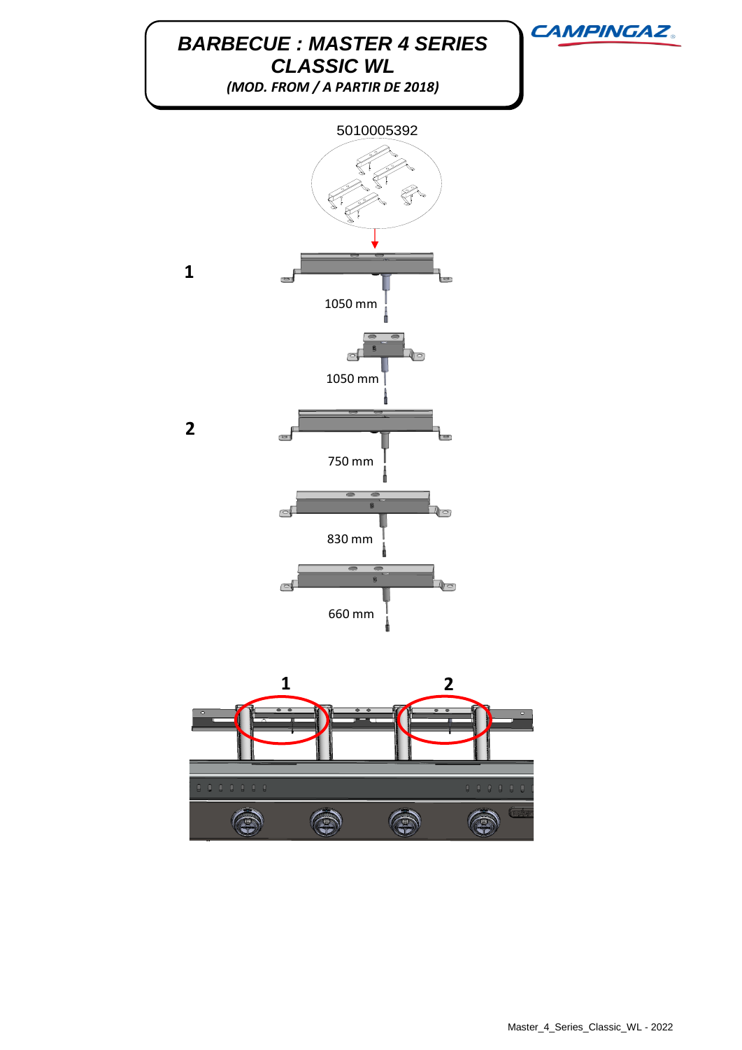# BARBECUE : MASTER 4 SERIES CLASSIC WL

*(MOD. FROM / A PARTIR DE 2018)*

5010005392

1

1050 mm

1050 mm

2

750 mm

830 mm

660 mm

1

2